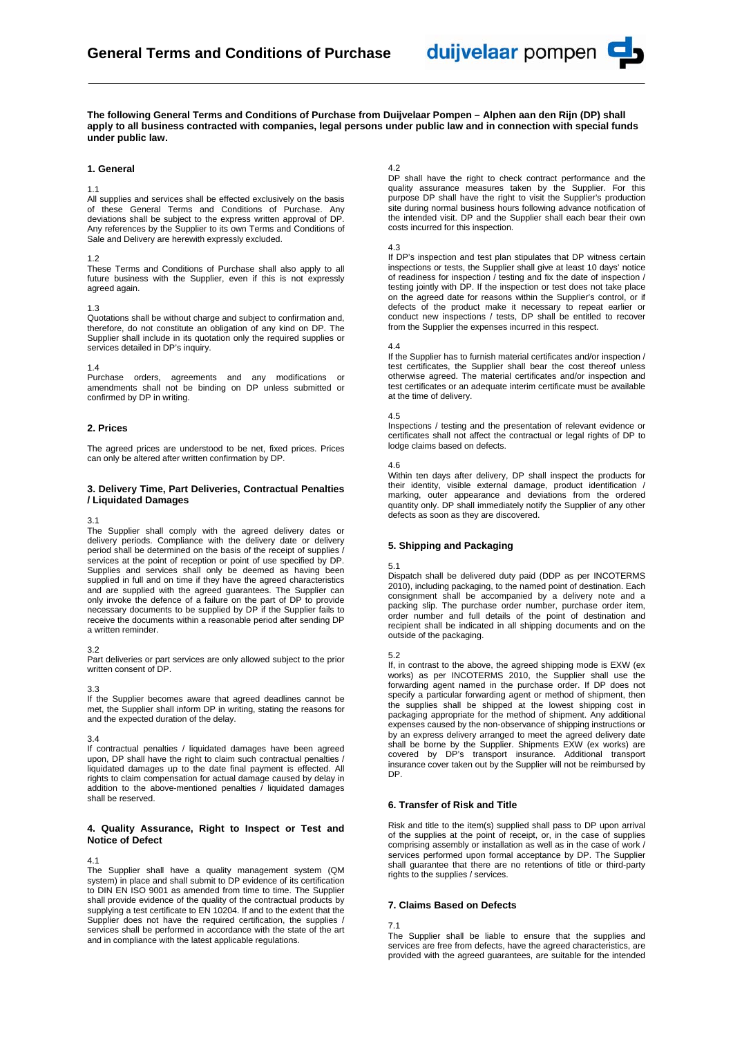# General Terms and Conditions of Purchase

**The following General Terms and Conditions of Purchase from Duijvelaar Pompen – Alphen aan den Rijn (DP) shall apply to all business contracted with companies, legal persons under public law and in connection with special funds under public law.**

## 1. General

1.1
All supplies and services shall be effected exclusively on the basis of these General Terms and Conditions of Purchase. Any deviations shall be subject to the express written approval of DP. Any references by the Supplier to its own Terms and Conditions of Sale and Delivery are herewith expressly excluded.

1.2
These Terms and Conditions of Purchase shall also apply to all future business with the Supplier, even if this is not expressly agreed again.

1.3
Quotations shall be without charge and subject to confirmation and, therefore, do not constitute an obligation of any kind on DP. The Supplier shall include in its quotation only the required supplies or services detailed in DP's inquiry.

1.4
Purchase orders, agreements and any modifications or amendments shall not be binding on DP unless submitted or confirmed by DP in writing.

## 2. Prices

The agreed prices are understood to be net, fixed prices. Prices can only be altered after written confirmation by DP.

## 3. Delivery Time, Part Deliveries, Contractual Penalties / Liquidated Damages

3.1
The Supplier shall comply with the agreed delivery dates or delivery periods. Compliance with the delivery date or delivery period shall be determined on the basis of the receipt of supplies / services at the point of reception or point of use specified by DP. Supplies and services shall only be deemed as having been supplied in full and on time if they have the agreed characteristics and are supplied with the agreed guarantees. The Supplier can only invoke the defence of a failure on the part of DP to provide necessary documents to be supplied by DP if the Supplier fails to receive the documents within a reasonable period after sending DP a written reminder.

3.2
Part deliveries or part services are only allowed subject to the prior written consent of DP.

3.3
If the Supplier becomes aware that agreed deadlines cannot be met, the Supplier shall inform DP in writing, stating the reasons for and the expected duration of the delay.

3.4
If contractual penalties / liquidated damages have been agreed upon, DP shall have the right to claim such contractual penalties / liquidated damages up to the date final payment is effected. All rights to claim compensation for actual damage caused by delay in addition to the above-mentioned penalties / liquidated damages shall be reserved.

## 4. Quality Assurance, Right to Inspect or Test and Notice of Defect

4.1
The Supplier shall have a quality management system (QM system) in place and shall submit to DP evidence of its certification to DIN EN ISO 9001 as amended from time to time. The Supplier shall provide evidence of the quality of the contractual products by supplying a test certificate to EN 10204. If and to the extent that the Supplier does not have the required certification, the supplies / services shall be performed in accordance with the state of the art and in compliance with the latest applicable regulations.

4.2
DP shall have the right to check contract performance and the quality assurance measures taken by the Supplier. For this purpose DP shall have the right to visit the Supplier's production site during normal business hours following advance notification of the intended visit. DP and the Supplier shall each bear their own costs incurred for this inspection.

4.3
If DP's inspection and test plan stipulates that DP witness certain inspections or tests, the Supplier shall give at least 10 days' notice of readiness for inspection / testing and fix the date of inspection / testing jointly with DP. If the inspection or test does not take place on the agreed date for reasons within the Supplier's control, or if defects of the product make it necessary to repeat earlier or conduct new inspections / tests, DP shall be entitled to recover from the Supplier the expenses incurred in this respect.

4.4
If the Supplier has to furnish material certificates and/or inspection / test certificates, the Supplier shall bear the cost thereof unless otherwise agreed. The material certificates and/or inspection and test certificates or an adequate interim certificate must be available at the time of delivery.

4.5
Inspections / testing and the presentation of relevant evidence or certificates shall not affect the contractual or legal rights of DP to lodge claims based on defects.

4.6
Within ten days after delivery, DP shall inspect the products for their identity, visible external damage, product identification / marking, outer appearance and deviations from the ordered quantity only. DP shall immediately notify the Supplier of any other defects as soon as they are discovered.

## 5. Shipping and Packaging

5.1
Dispatch shall be delivered duty paid (DDP as per INCOTERMS 2010), including packaging, to the named point of destination. Each consignment shall be accompanied by a delivery note and a packing slip. The purchase order number, purchase order item, order number and full details of the point of destination and recipient shall be indicated in all shipping documents and on the outside of the packaging.

5.2
If, in contrast to the above, the agreed shipping mode is EXW (ex works) as per INCOTERMS 2010, the Supplier shall use the forwarding agent named in the purchase order. If DP does not specify a particular forwarding agent or method of shipment, then the supplies shall be shipped at the lowest shipping cost in packaging appropriate for the method of shipment. Any additional expenses caused by the non-observance of shipping instructions or by an express delivery arranged to meet the agreed delivery date shall be borne by the Supplier. Shipments EXW (ex works) are covered by DP's transport insurance. Additional transport insurance cover taken out by the Supplier will not be reimbursed by DP.

## 6. Transfer of Risk and Title

Risk and title to the item(s) supplied shall pass to DP upon arrival of the supplies at the point of receipt, or, in the case of supplies comprising assembly or installation as well as in the case of work / services performed upon formal acceptance by DP. The Supplier shall guarantee that there are no retentions of title or third-party rights to the supplies / services.

## 7. Claims Based on Defects

7.1
The Supplier shall be liable to ensure that the supplies and services are free from defects, have the agreed characteristics, are provided with the agreed guarantees, are suitable for the intended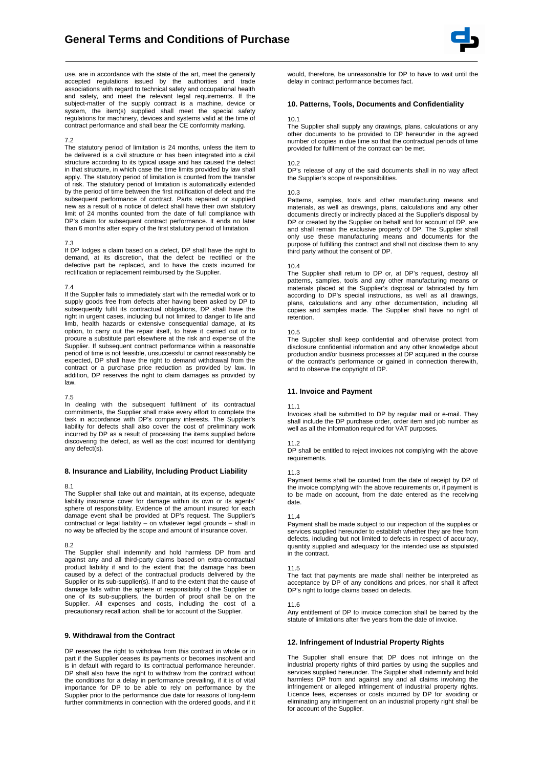use, are in accordance with the state of the art, meet the generally accepted regulations issued by the authorities and trade associations with regard to technical safety and occupational health and safety, and meet the relevant legal requirements. If the subject-matter of the supply contract is a machine, device or system, the item(s) supplied shall meet the special safety regulations for machinery, devices and systems valid at the time of contract performance and shall bear the CE conformity marking.

7.2
The statutory period of limitation is 24 months, unless the item to be delivered is a civil structure or has been integrated into a civil structure according to its typical usage and has caused the defect in that structure, in which case the time limits provided by law shall apply. The statutory period of limitation is counted from the transfer of risk. The statutory period of limitation is automatically extended by the period of time between the first notification of defect and the subsequent performance of contract. Parts repaired or supplied new as a result of a notice of defect shall have their own statutory limit of 24 months counted from the date of full compliance with DP's claim for subsequent contract performance. It ends no later than 6 months after expiry of the first statutory period of limitation.

7.3
If DP lodges a claim based on a defect, DP shall have the right to demand, at its discretion, that the defect be rectified or the defective part be replaced, and to have the costs incurred for rectification or replacement reimbursed by the Supplier.

7.4
If the Supplier fails to immediately start with the remedial work or to supply goods free from defects after having been asked by DP to subsequently fulfil its contractual obligations, DP shall have the right in urgent cases, including but not limited to danger to life and limb, health hazards or extensive consequential damage, at its option, to carry out the repair itself, to have it carried out or to procure a substitute part elsewhere at the risk and expense of the Supplier. If subsequent contract performance within a reasonable period of time is not feasible, unsuccessful or cannot reasonably be expected, DP shall have the right to demand withdrawal from the contract or a purchase price reduction as provided by law. In addition, DP reserves the right to claim damages as provided by law.

7.5
In dealing with the subsequent fulfilment of its contractual commitments, the Supplier shall make every effort to complete the task in accordance with DP's company interests. The Supplier's liability for defects shall also cover the cost of preliminary work incurred by DP as a result of processing the items supplied before discovering the defect, as well as the cost incurred for identifying any defect(s).

### 8. Insurance and Liability, Including Product Liability

8.1
The Supplier shall take out and maintain, at its expense, adequate liability insurance cover for damage within its own or its agents' sphere of responsibility. Evidence of the amount insured for each damage event shall be provided at DP's request. The Supplier's contractual or legal liability – on whatever legal grounds – shall in no way be affected by the scope and amount of insurance cover.

8.2
The Supplier shall indemnify and hold harmless DP from and against any and all third-party claims based on extra-contractual product liability if and to the extent that the damage has been caused by a defect of the contractual products delivered by the Supplier or its sub-supplier(s). If and to the extent that the cause of damage falls within the sphere of responsibility of the Supplier or one of its sub-suppliers, the burden of proof shall be on the Supplier. All expenses and costs, including the cost of a precautionary recall action, shall be for account of the Supplier.

### 9. Withdrawal from the Contract

DP reserves the right to withdraw from this contract in whole or in part if the Supplier ceases its payments or becomes insolvent and is in default with regard to its contractual performance hereunder. DP shall also have the right to withdraw from the contract without the conditions for a delay in performance prevailing, if it is of vital importance for DP to be able to rely on performance by the Supplier prior to the performance due date for reasons of long-term further commitments in connection with the ordered goods, and if it would, therefore, be unreasonable for DP to have to wait until the delay in contract performance becomes fact.

### 10. Patterns, Tools, Documents and Confidentiality

10.1
The Supplier shall supply any drawings, plans, calculations or any other documents to be provided to DP hereunder in the agreed number of copies in due time so that the contractual periods of time provided for fulfilment of the contract can be met.

10.2
DP's release of any of the said documents shall in no way affect the Supplier's scope of responsibilities.

10.3
Patterns, samples, tools and other manufacturing means and materials, as well as drawings, plans, calculations and any other documents directly or indirectly placed at the Supplier's disposal by DP or created by the Supplier on behalf and for account of DP, are and shall remain the exclusive property of DP. The Supplier shall only use these manufacturing means and documents for the purpose of fulfilling this contract and shall not disclose them to any third party without the consent of DP.

10.4
The Supplier shall return to DP or, at DP's request, destroy all patterns, samples, tools and any other manufacturing means or materials placed at the Supplier's disposal or fabricated by him according to DP's special instructions, as well as all drawings, plans, calculations and any other documentation, including all copies and samples made. The Supplier shall have no right of retention.

10.5
The Supplier shall keep confidential and otherwise protect from disclosure confidential information and any other knowledge about production and/or business processes at DP acquired in the course of the contract's performance or gained in connection therewith, and to observe the copyright of DP.

### 11. Invoice and Payment

11.1
Invoices shall be submitted to DP by regular mail or e-mail. They shall include the DP purchase order, order item and job number as well as all the information required for VAT purposes.

11.2
DP shall be entitled to reject invoices not complying with the above requirements.

11.3
Payment terms shall be counted from the date of receipt by DP of the invoice complying with the above requirements or, if payment is to be made on account, from the date entered as the receiving date.

11.4
Payment shall be made subject to our inspection of the supplies or services supplied hereunder to establish whether they are free from defects, including but not limited to defects in respect of accuracy, quantity supplied and adequacy for the intended use as stipulated in the contract.

11.5
The fact that payments are made shall neither be interpreted as acceptance by DP of any conditions and prices, nor shall it affect DP's right to lodge claims based on defects.

11.6
Any entitlement of DP to invoice correction shall be barred by the statute of limitations after five years from the date of invoice.

### 12. Infringement of Industrial Property Rights

The Supplier shall ensure that DP does not infringe on the industrial property rights of third parties by using the supplies and services supplied hereunder. The Supplier shall indemnify and hold harmless DP from and against any and all claims involving the infringement or alleged infringement of industrial property rights. Licence fees, expenses or costs incurred by DP for avoiding or eliminating any infringement on an industrial property right shall be for account of the Supplier.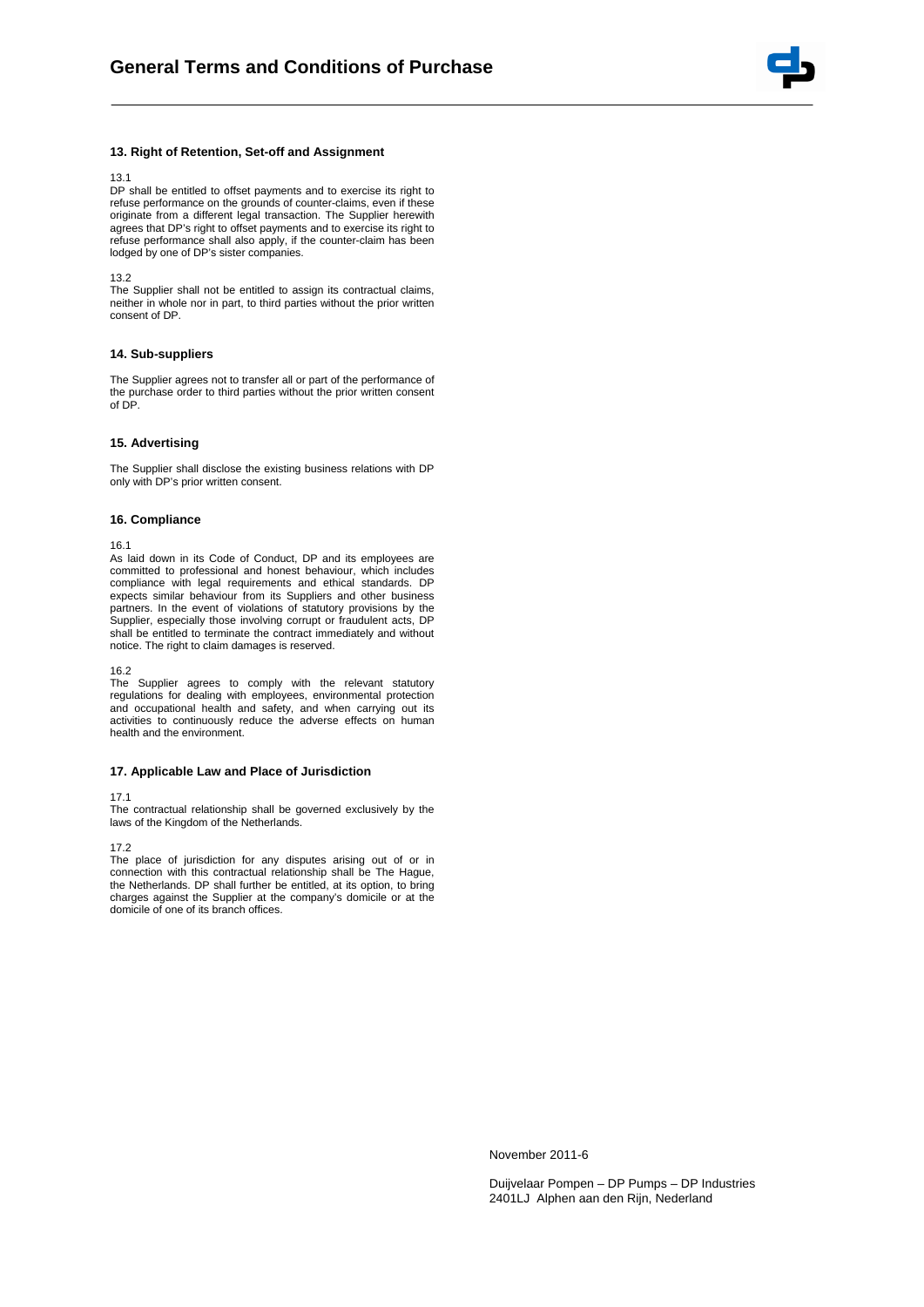## 13. Right of Retention, Set-off and Assignment

13.1
DP shall be entitled to offset payments and to exercise its right to refuse performance on the grounds of counter-claims, even if these originate from a different legal transaction. The Supplier herewith agrees that DP's right to offset payments and to exercise its right to refuse performance shall also apply, if the counter-claim has been lodged by one of DP's sister companies.

13.2
The Supplier shall not be entitled to assign its contractual claims, neither in whole nor in part, to third parties without the prior written consent of DP.

## 14. Sub-suppliers

The Supplier agrees not to transfer all or part of the performance of the purchase order to third parties without the prior written consent of DP.

## 15. Advertising

The Supplier shall disclose the existing business relations with DP only with DP's prior written consent.

## 16. Compliance

16.1
As laid down in its Code of Conduct, DP and its employees are committed to professional and honest behaviour, which includes compliance with legal requirements and ethical standards. DP expects similar behaviour from its Suppliers and other business partners. In the event of violations of statutory provisions by the Supplier, especially those involving corrupt or fraudulent acts, DP shall be entitled to terminate the contract immediately and without notice. The right to claim damages is reserved.

16.2
The Supplier agrees to comply with the relevant statutory regulations for dealing with employees, environmental protection and occupational health and safety, and when carrying out its activities to continuously reduce the adverse effects on human health and the environment.

## 17. Applicable Law and Place of Jurisdiction

17.1
The contractual relationship shall be governed exclusively by the laws of the Kingdom of the Netherlands.

17.2
The place of jurisdiction for any disputes arising out of or in connection with this contractual relationship shall be The Hague, the Netherlands. DP shall further be entitled, at its option, to bring charges against the Supplier at the company's domicile or at the domicile of one of its branch offices.

November 2011-6

Duijvelaar Pompen – DP Pumps – DP Industries
2401LJ Alphen aan den Rijn, Nederland